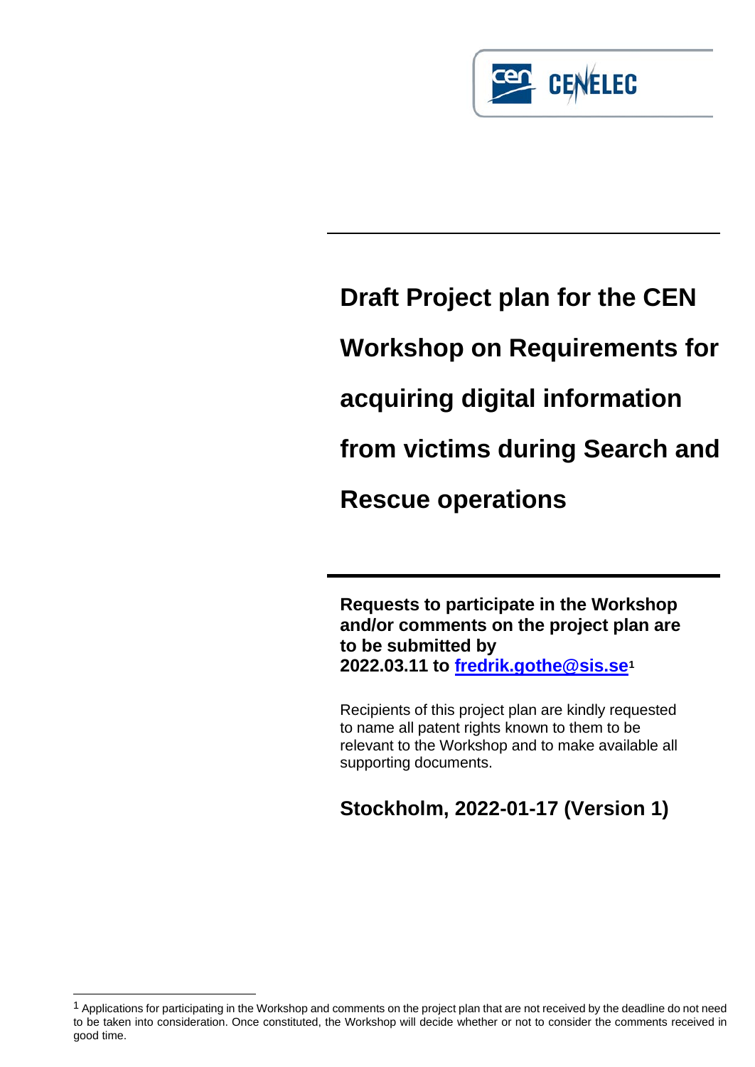# Draft Project plan for the CEN Workshop on Requirements for acquiring digital information from victims during Search and Rescue operations

**Requests to participate in the Workshop and/or comments on the project plan are to be submitted by 2022.03.11 to [fredrik.gothe@sis.se](mailto:fredrik.gothe@sis.se)[1]**

Recipients of this project plan are kindly requested to name all patent rights known to them to be relevant to the Workshop and to make available all supporting documents.

## Stockholm, 2022-01-17 (Version 1)

---

[1] Applications for participating in the Workshop and comments on the project plan that are not received by the deadline do not need to be taken into consideration. Once constituted, the Workshop will decide whether or not to consider the comments received in good time.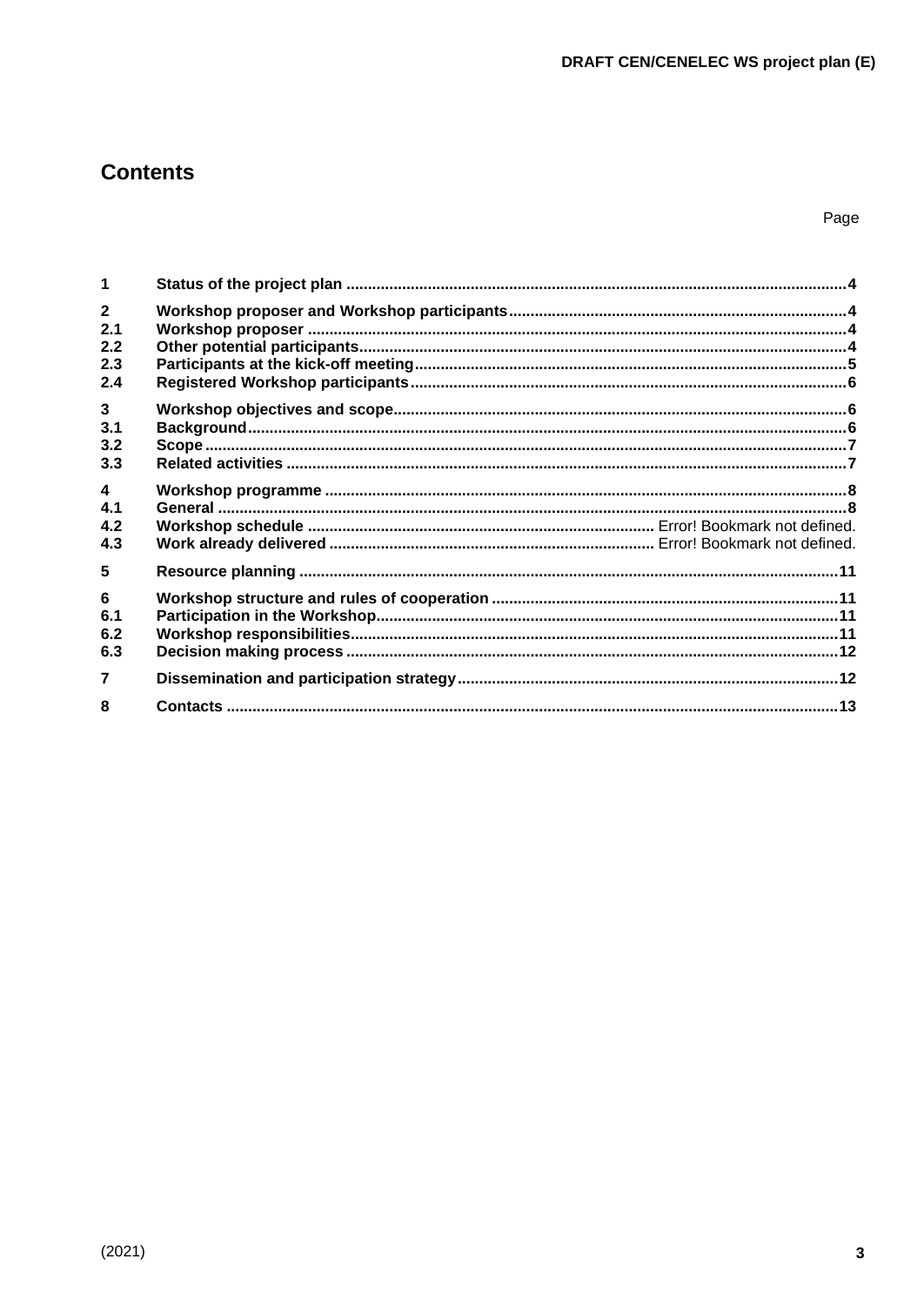# Contents

Page

| | | |
|---|---|---|
| **1** | **Status of the project plan** | **4** |
| **2** | **Workshop proposer and Workshop participants** | **4** |
| **2.1** | **Workshop proposer** | **4** |
| **2.2** | **Other potential participants** | **4** |
| **2.3** | **Participants at the kick-off meeting** | **5** |
| **2.4** | **Registered Workshop participants** | **6** |
| **3** | **Workshop objectives and scope** | **6** |
| **3.1** | **Background** | **6** |
| **3.2** | **Scope** | **7** |
| **3.3** | **Related activities** | **7** |
| **4** | **Workshop programme** | **8** |
| **4.1** | **General** | **8** |
| **4.2** | **Workshop schedule** | Error! Bookmark not defined. |
| **4.3** | **Work already delivered** | Error! Bookmark not defined. |
| **5** | **Resource planning** | **11** |
| **6** | **Workshop structure and rules of cooperation** | **11** |
| **6.1** | **Participation in the Workshop** | **11** |
| **6.2** | **Workshop responsibilities** | **11** |
| **6.3** | **Decision making process** | **12** |
| **7** | **Dissemination and participation strategy** | **12** |
| **8** | **Contacts** | **13** |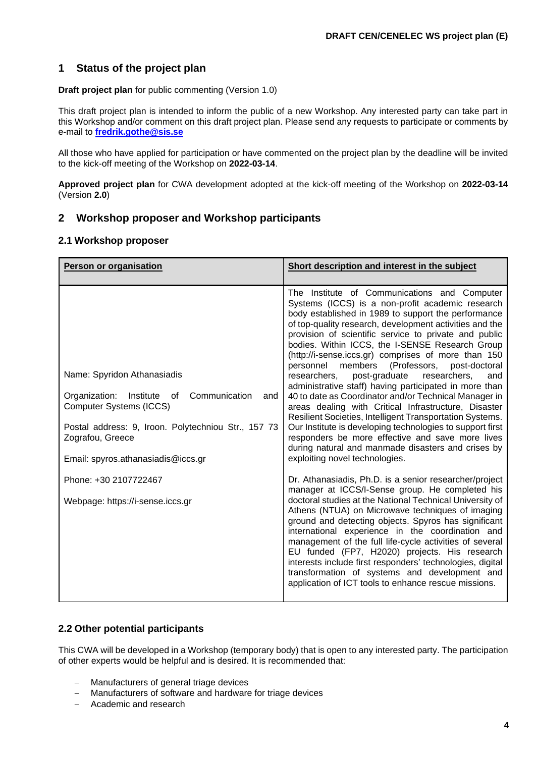## 1 Status of the project plan

**Draft project plan** for public commenting (Version 1.0)

This draft project plan is intended to inform the public of a new Workshop. Any interested party can take part in this Workshop and/or comment on this draft project plan. Please send any requests to participate or comments by e-mail to **fredrik.gothe@sis.se**

All those who have applied for participation or have commented on the project plan by the deadline will be invited to the kick-off meeting of the Workshop on **2022-03-14**.

**Approved project plan** for CWA development adopted at the kick-off meeting of the Workshop on **2022-03-14** (Version **2.0**)

## 2 Workshop proposer and Workshop participants

### 2.1 Workshop proposer

| Person or organisation | Short description and interest in the subject |
|---|---|
| Name: Spyridon Athanasiadis<br><br>Organization: Institute of Communication and Computer Systems (ICCS)<br><br>Postal address: 9, Iroon. Polytechniou Str., 157 73 Zografou, Greece<br><br>Email: spyros.athanasiadis@iccs.gr<br><br>Phone: +30 2107722467<br><br>Webpage: https://i-sense.iccs.gr | The Institute of Communications and Computer Systems (ICCS) is a non-profit academic research body established in 1989 to support the performance of top-quality research, development activities and the provision of scientific service to private and public bodies. Within ICCS, the I-SENSE Research Group (http://i-sense.iccs.gr) comprises of more than 150 personnel members (Professors, post-doctoral researchers, post-graduate researchers, and administrative staff) having participated in more than 40 to date as Coordinator and/or Technical Manager in areas dealing with Critical Infrastructure, Disaster Resilient Societies, Intelligent Transportation Systems. Our Institute is developing technologies to support first responders be more effective and save more lives during natural and manmade disasters and crises by exploiting novel technologies.<br><br>Dr. Athanasiadis, Ph.D. is a senior researcher/project manager at ICCS/I-Sense group. He completed his doctoral studies at the National Technical University of Athens (NTUA) on Microwave techniques of imaging ground and detecting objects. Spyros has significant international experience in the coordination and management of the full life-cycle activities of several EU funded (FP7, H2020) projects. His research interests include first responders' technologies, digital transformation of systems and development and application of ICT tools to enhance rescue missions. |

### 2.2 Other potential participants

This CWA will be developed in a Workshop (temporary body) that is open to any interested party. The participation of other experts would be helpful and is desired. It is recommended that:

- Manufacturers of general triage devices
- Manufacturers of software and hardware for triage devices
- Academic and research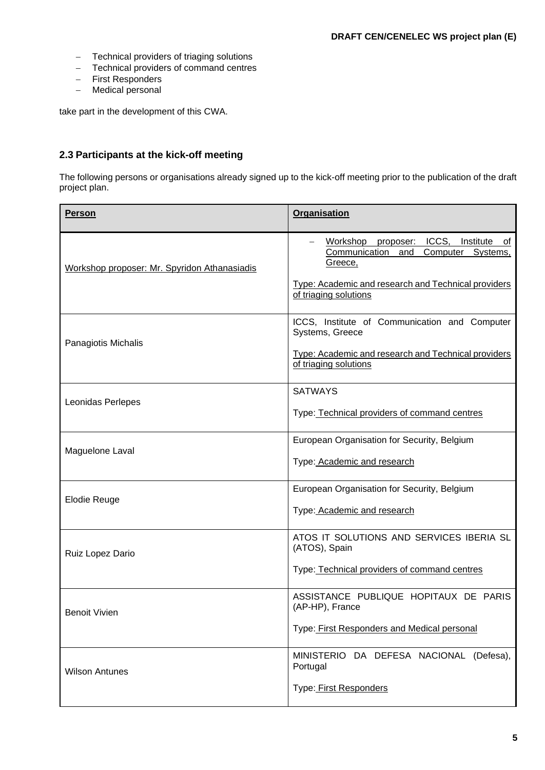- Technical providers of triaging solutions
- Technical providers of command centres
- First Responders
- Medical personal

take part in the development of this CWA.

### 2.3 Participants at the kick-off meeting

The following persons or organisations already signed up to the kick-off meeting prior to the publication of the draft project plan.

| **Person** | **Organisation** |
|---|---|
| Workshop proposer: Mr. Spyridon Athanasiadis | – Workshop proposer: ICCS, Institute of Communication and Computer Systems, Greece,<br><br>Type: Academic and research and Technical providers of triaging solutions |
| Panagiotis Michalis | ICCS, Institute of Communication and Computer Systems, Greece<br><br>Type: Academic and research and Technical providers of triaging solutions |
| Leonidas Perlepes | SATWAYS<br><br>Type: Technical providers of command centres |
| Maguelone Laval | European Organisation for Security, Belgium<br><br>Type: Academic and research |
| Elodie Reuge | European Organisation for Security, Belgium<br><br>Type: Academic and research |
| Ruiz Lopez Dario | ATOS IT SOLUTIONS AND SERVICES IBERIA SL (ATOS), Spain<br><br>Type: Technical providers of command centres |
| Benoit Vivien | ASSISTANCE PUBLIQUE HOPITAUX DE PARIS (AP-HP), France<br><br>Type: First Responders and Medical personal |
| Wilson Antunes | MINISTERIO DA DEFESA NACIONAL (Defesa), Portugal<br><br>Type: First Responders |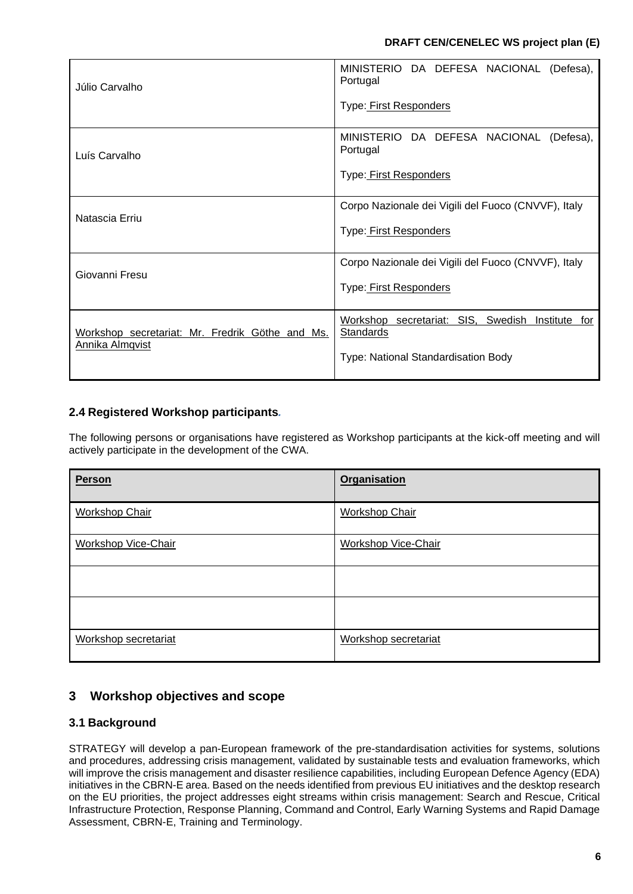| | |
|---|---|
| Júlio Carvalho | MINISTERIO DA DEFESA NACIONAL (Defesa), Portugal<br><br>Type: First Responders |
| Luís Carvalho | MINISTERIO DA DEFESA NACIONAL (Defesa), Portugal<br><br>Type: First Responders |
| Natascia Erriu | Corpo Nazionale dei Vigili del Fuoco (CNVVF), Italy<br><br>Type: First Responders |
| Giovanni Fresu | Corpo Nazionale dei Vigili del Fuoco (CNVVF), Italy<br><br>Type: First Responders |
| Workshop secretariat: Mr. Fredrik Göthe and Ms. Annika Almqvist | Workshop secretariat: SIS, Swedish Institute for Standards<br><br>Type: National Standardisation Body |

### 2.4 Registered Workshop participants.

The following persons or organisations have registered as Workshop participants at the kick-off meeting and will actively participate in the development of the CWA.

| Person | Organisation |
|---|---|
| Workshop Chair | Workshop Chair |
| Workshop Vice-Chair | Workshop Vice-Chair |
| | |
| | |
| Workshop secretariat | Workshop secretariat |

## 3 Workshop objectives and scope

### 3.1 Background

STRATEGY will develop a pan-European framework of the pre-standardisation activities for systems, solutions and procedures, addressing crisis management, validated by sustainable tests and evaluation frameworks, which will improve the crisis management and disaster resilience capabilities, including European Defence Agency (EDA) initiatives in the CBRN-E area. Based on the needs identified from previous EU initiatives and the desktop research on the EU priorities, the project addresses eight streams within crisis management: Search and Rescue, Critical Infrastructure Protection, Response Planning, Command and Control, Early Warning Systems and Rapid Damage Assessment, CBRN-E, Training and Terminology.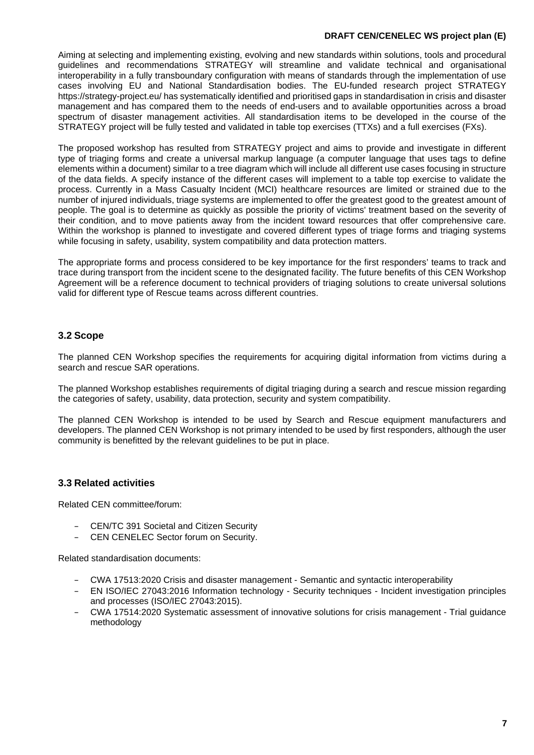Aiming at selecting and implementing existing, evolving and new standards within solutions, tools and procedural guidelines and recommendations STRATEGY will streamline and validate technical and organisational interoperability in a fully transboundary configuration with means of standards through the implementation of use cases involving EU and National Standardisation bodies. The EU-funded research project STRATEGY https://strategy-project.eu/ has systematically identified and prioritised gaps in standardisation in crisis and disaster management and has compared them to the needs of end-users and to available opportunities across a broad spectrum of disaster management activities. All standardisation items to be developed in the course of the STRATEGY project will be fully tested and validated in table top exercises (TTXs) and a full exercises (FXs).

The proposed workshop has resulted from STRATEGY project and aims to provide and investigate in different type of triaging forms and create a universal markup language (a computer language that uses tags to define elements within a document) similar to a tree diagram which will include all different use cases focusing in structure of the data fields. A specify instance of the different cases will implement to a table top exercise to validate the process. Currently in a Mass Casualty Incident (MCI) healthcare resources are limited or strained due to the number of injured individuals, triage systems are implemented to offer the greatest good to the greatest amount of people. The goal is to determine as quickly as possible the priority of victims' treatment based on the severity of their condition, and to move patients away from the incident toward resources that offer comprehensive care. Within the workshop is planned to investigate and covered different types of triage forms and triaging systems while focusing in safety, usability, system compatibility and data protection matters.

The appropriate forms and process considered to be key importance for the first responders' teams to track and trace during transport from the incident scene to the designated facility. The future benefits of this CEN Workshop Agreement will be a reference document to technical providers of triaging solutions to create universal solutions valid for different type of Rescue teams across different countries.

### 3.2 Scope

The planned CEN Workshop specifies the requirements for acquiring digital information from victims during a search and rescue SAR operations.

The planned Workshop establishes requirements of digital triaging during a search and rescue mission regarding the categories of safety, usability, data protection, security and system compatibility.

The planned CEN Workshop is intended to be used by Search and Rescue equipment manufacturers and developers. The planned CEN Workshop is not primary intended to be used by first responders, although the user community is benefitted by the relevant guidelines to be put in place.

### 3.3 Related activities

Related CEN committee/forum:

- CEN/TC 391 Societal and Citizen Security
- CEN CENELEC Sector forum on Security.

Related standardisation documents:

- CWA 17513:2020 Crisis and disaster management - Semantic and syntactic interoperability
- EN ISO/IEC 27043:2016 Information technology - Security techniques - Incident investigation principles and processes (ISO/IEC 27043:2015).
- CWA 17514:2020 Systematic assessment of innovative solutions for crisis management - Trial guidance methodology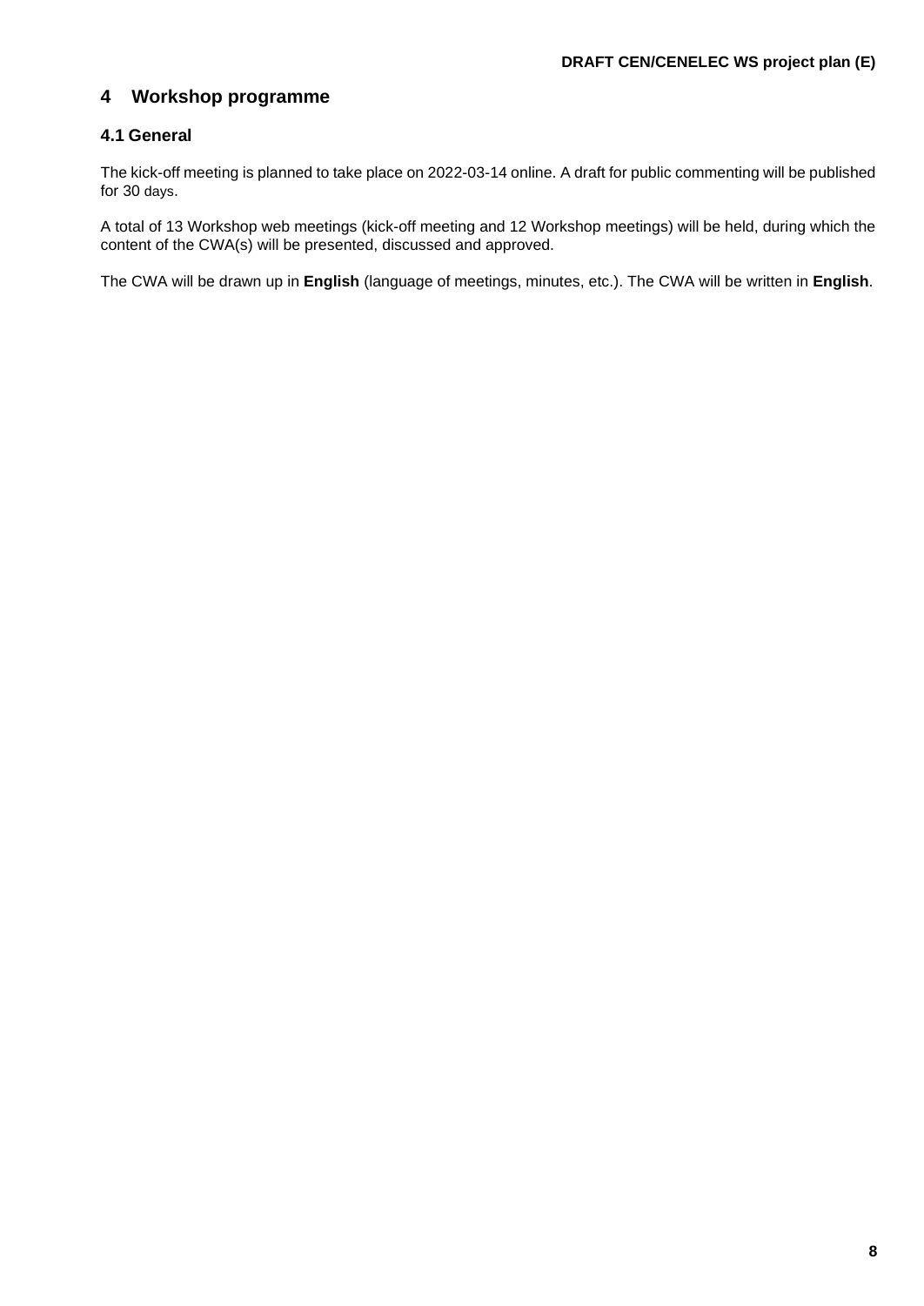## 4 Workshop programme

### 4.1 General

The kick-off meeting is planned to take place on 2022-03-14 online. A draft for public commenting will be published for 30 days.

A total of 13 Workshop web meetings (kick-off meeting and 12 Workshop meetings) will be held, during which the content of the CWA(s) will be presented, discussed and approved.

The CWA will be drawn up in **English** (language of meetings, minutes, etc.). The CWA will be written in **English**.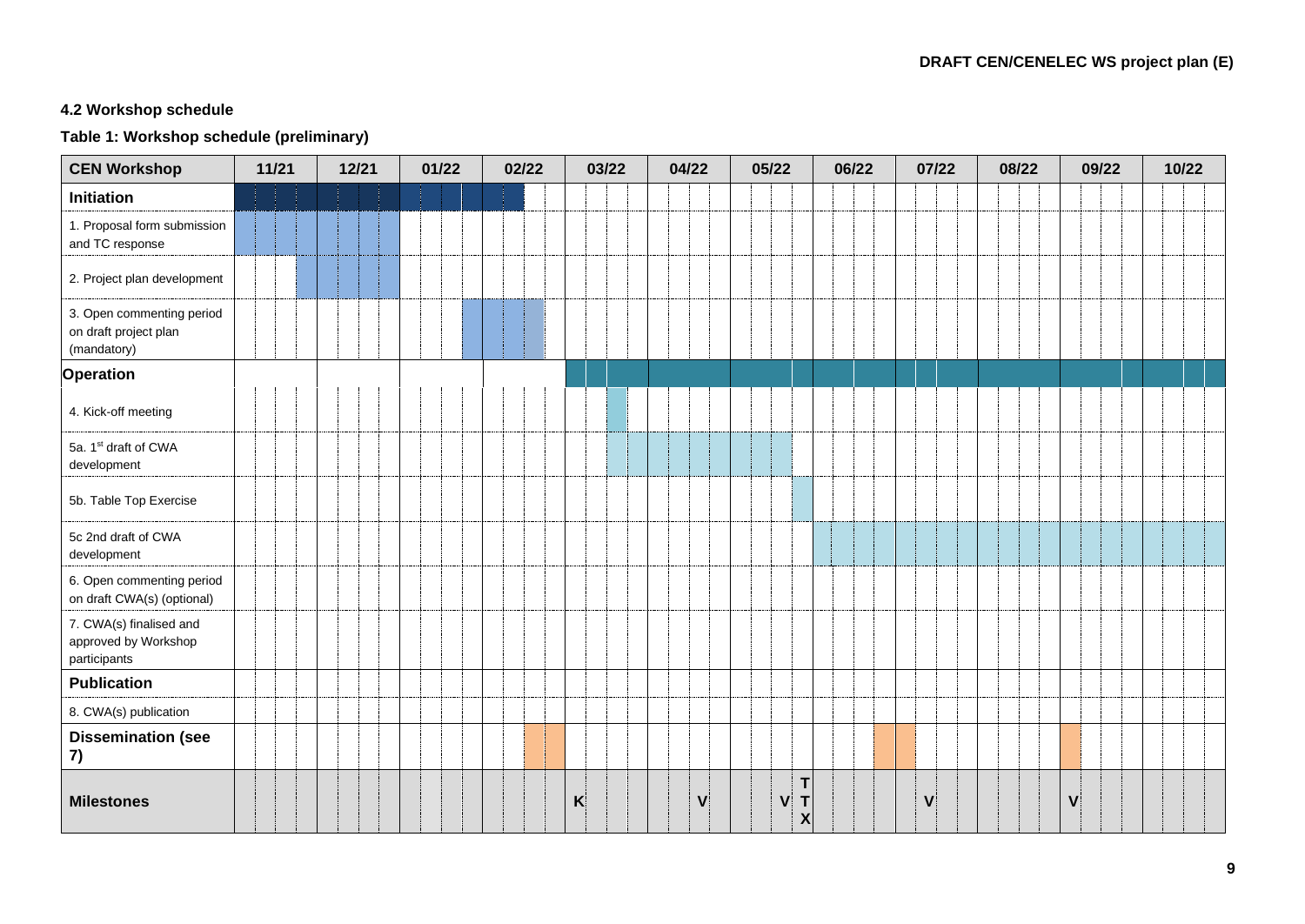### 4.2 Workshop schedule

**Table 1: Workshop schedule (preliminary)**

| CEN Workshop | 11/21 | 12/21 | 01/22 | 02/22 | 03/22 | 04/22 | 05/22 | 06/22 | 07/22 | 08/22 | 09/22 | 10/22 |
|---|---|---|---|---|---|---|---|---|---|---|---|---|
| **Initiation** | | | | | | | | | | | | |
| 1. Proposal form submission and TC response | | | | | | | | | | | | |
| 2. Project plan development | | | | | | | | | | | | |
| 3. Open commenting period on draft project plan (mandatory) | | | | | | | | | | | | |
| **Operation** | | | | | | | | | | | | |
| 4. Kick-off meeting | | | | | | | | | | | | |
| 5a. 1st draft of CWA development | | | | | | | | | | | | |
| 5b. Table Top Exercise | | | | | | | | | | | | |
| 5c 2nd draft of CWA development | | | | | | | | | | | | |
| 6. Open commenting period on draft CWA(s) (optional) | | | | | | | | | | | | |
| 7. CWA(s) finalised and approved by Workshop participants | | | | | | | | | | | | |
| **Publication** | | | | | | | | | | | | |
| 8. CWA(s) publication | | | | | | | | | | | | |
| **Dissemination (see 7)** | | | | | | | | | | | | |
| **Milestones** | | | | | **K** | **V** | **V** **TTX** | | **V** | | **V** | |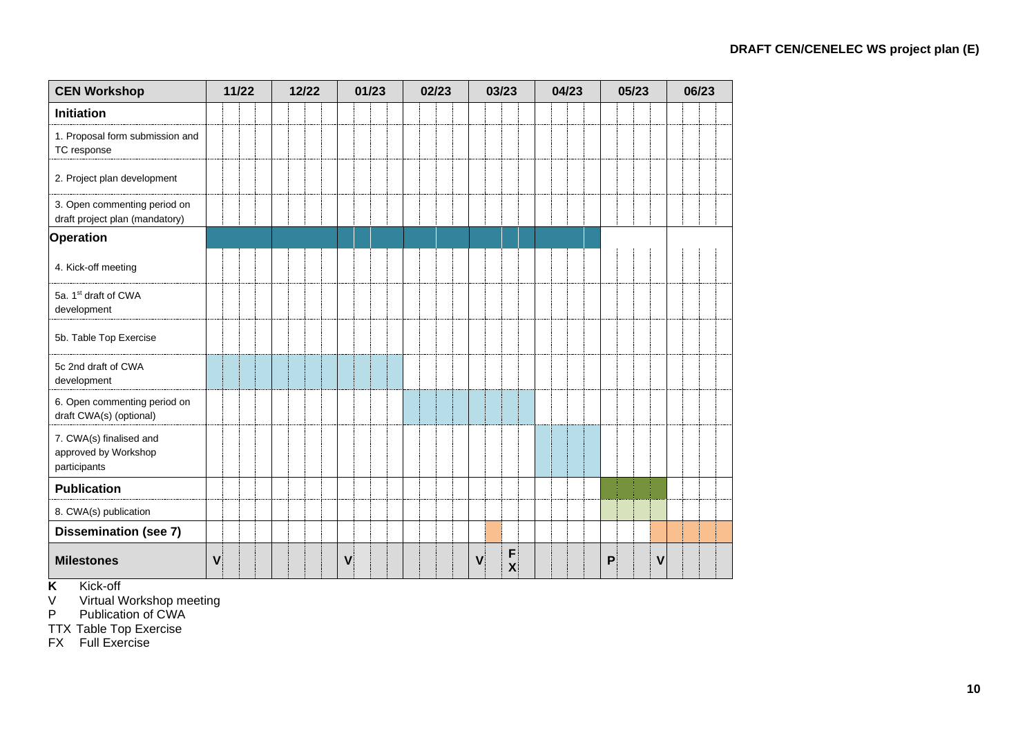| CEN Workshop | 11/22 | 12/22 | 01/23 | 02/23 | 03/23 | 04/23 | 05/23 | 06/23 |
|---|---|---|---|---|---|---|---|---|
| **Initiation** | | | | | | | | |
| 1. Proposal form submission and TC response | | | | | | | | |
| 2. Project plan development | | | | | | | | |
| 3. Open commenting period on draft project plan (mandatory) | | | | | | | | |
| **Operation** | | | | | | | | |
| 4. Kick-off meeting | | | | | | | | |
| 5a. 1st draft of CWA development | | | | | | | | |
| 5b. Table Top Exercise | | | | | | | | |
| 5c 2nd draft of CWA development | | | | | | | | |
| 6. Open commenting period on draft CWA(s) (optional) | | | | | | | | |
| 7. CWA(s) finalised and approved by Workshop participants | | | | | | | | |
| **Publication** | | | | | | | | |
| 8. CWA(s) publication | | | | | | | | |
| **Dissemination (see 7)** | | | | | | | | |
| **Milestones** | V | | V | | V FX | | P V | |

**K** Kick-off
V Virtual Workshop meeting
P Publication of CWA
TTX Table Top Exercise
FX Full Exercise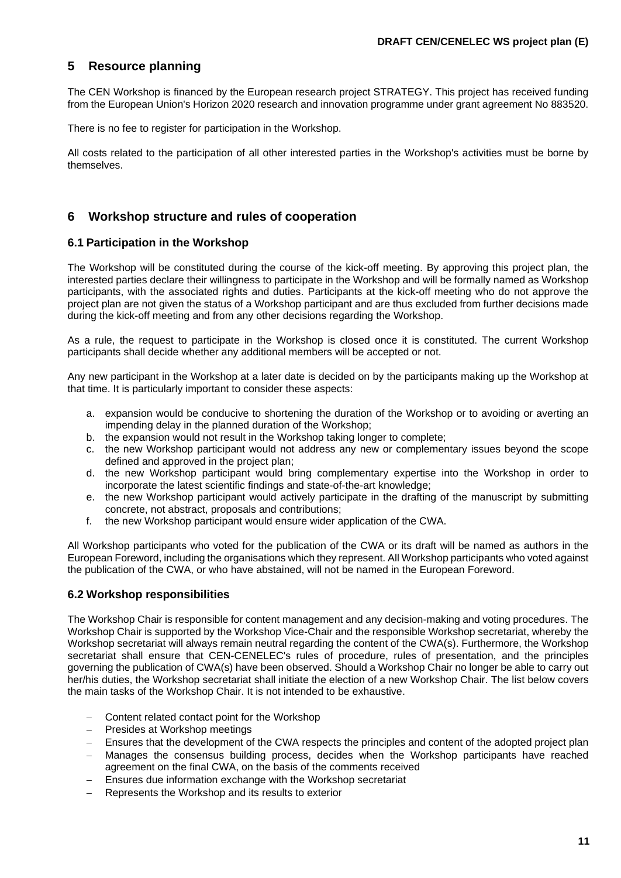## 5 Resource planning

The CEN Workshop is financed by the European research project STRATEGY. This project has received funding from the European Union's Horizon 2020 research and innovation programme under grant agreement No 883520.

There is no fee to register for participation in the Workshop.

All costs related to the participation of all other interested parties in the Workshop's activities must be borne by themselves.

## 6 Workshop structure and rules of cooperation

### 6.1 Participation in the Workshop

The Workshop will be constituted during the course of the kick-off meeting. By approving this project plan, the interested parties declare their willingness to participate in the Workshop and will be formally named as Workshop participants, with the associated rights and duties. Participants at the kick-off meeting who do not approve the project plan are not given the status of a Workshop participant and are thus excluded from further decisions made during the kick-off meeting and from any other decisions regarding the Workshop.

As a rule, the request to participate in the Workshop is closed once it is constituted. The current Workshop participants shall decide whether any additional members will be accepted or not.

Any new participant in the Workshop at a later date is decided on by the participants making up the Workshop at that time. It is particularly important to consider these aspects:

a. expansion would be conducive to shortening the duration of the Workshop or to avoiding or averting an impending delay in the planned duration of the Workshop;
b. the expansion would not result in the Workshop taking longer to complete;
c. the new Workshop participant would not address any new or complementary issues beyond the scope defined and approved in the project plan;
d. the new Workshop participant would bring complementary expertise into the Workshop in order to incorporate the latest scientific findings and state-of-the-art knowledge;
e. the new Workshop participant would actively participate in the drafting of the manuscript by submitting concrete, not abstract, proposals and contributions;
f. the new Workshop participant would ensure wider application of the CWA.

All Workshop participants who voted for the publication of the CWA or its draft will be named as authors in the European Foreword, including the organisations which they represent. All Workshop participants who voted against the publication of the CWA, or who have abstained, will not be named in the European Foreword.

### 6.2 Workshop responsibilities

The Workshop Chair is responsible for content management and any decision-making and voting procedures. The Workshop Chair is supported by the Workshop Vice-Chair and the responsible Workshop secretariat, whereby the Workshop secretariat will always remain neutral regarding the content of the CWA(s). Furthermore, the Workshop secretariat shall ensure that CEN-CENELEC's rules of procedure, rules of presentation, and the principles governing the publication of CWA(s) have been observed. Should a Workshop Chair no longer be able to carry out her/his duties, the Workshop secretariat shall initiate the election of a new Workshop Chair. The list below covers the main tasks of the Workshop Chair. It is not intended to be exhaustive.

- Content related contact point for the Workshop
- Presides at Workshop meetings
- Ensures that the development of the CWA respects the principles and content of the adopted project plan
- Manages the consensus building process, decides when the Workshop participants have reached agreement on the final CWA, on the basis of the comments received
- Ensures due information exchange with the Workshop secretariat
- Represents the Workshop and its results to exterior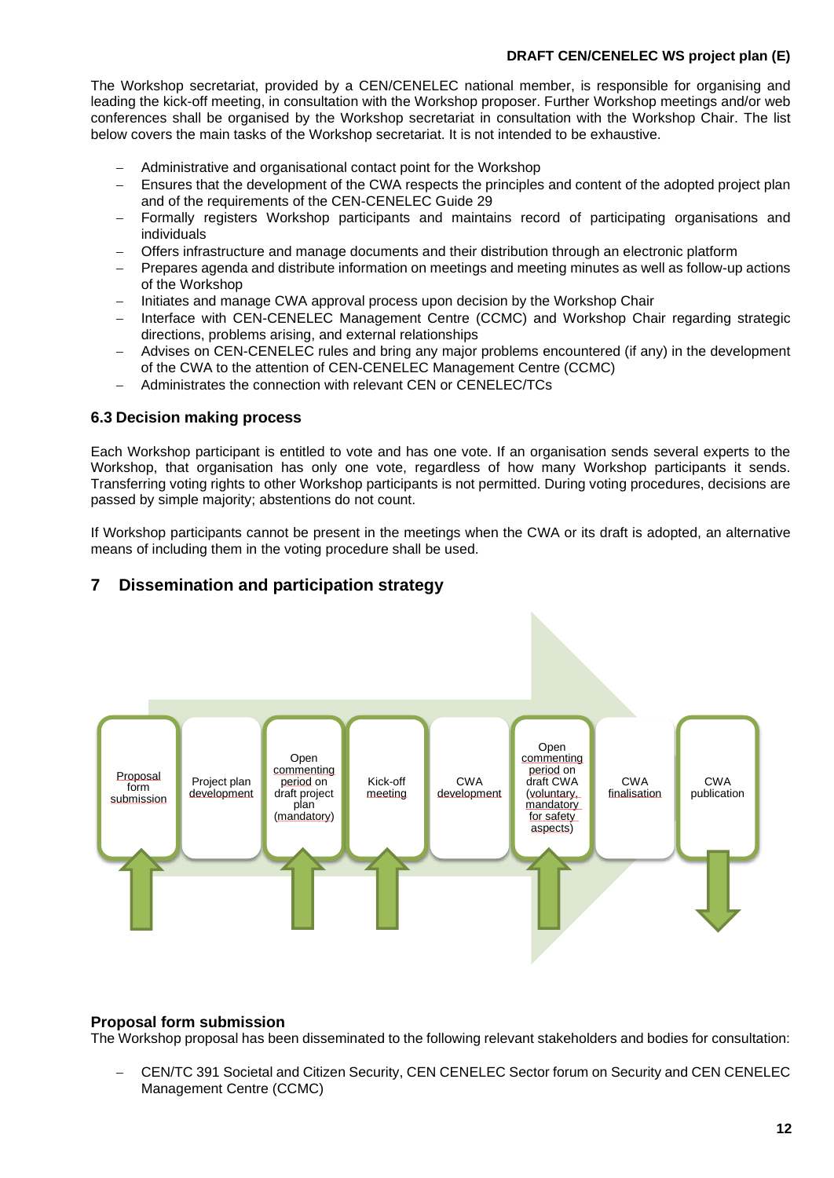The Workshop secretariat, provided by a CEN/CENELEC national member, is responsible for organising and leading the kick-off meeting, in consultation with the Workshop proposer. Further Workshop meetings and/or web conferences shall be organised by the Workshop secretariat in consultation with the Workshop Chair. The list below covers the main tasks of the Workshop secretariat. It is not intended to be exhaustive.

- Administrative and organisational contact point for the Workshop
- Ensures that the development of the CWA respects the principles and content of the adopted project plan and of the requirements of the CEN-CENELEC Guide 29
- Formally registers Workshop participants and maintains record of participating organisations and individuals
- Offers infrastructure and manage documents and their distribution through an electronic platform
- Prepares agenda and distribute information on meetings and meeting minutes as well as follow-up actions of the Workshop
- Initiates and manage CWA approval process upon decision by the Workshop Chair
- Interface with CEN-CENELEC Management Centre (CCMC) and Workshop Chair regarding strategic directions, problems arising, and external relationships
- Advises on CEN-CENELEC rules and bring any major problems encountered (if any) in the development of the CWA to the attention of CEN-CENELEC Management Centre (CCMC)
- Administrates the connection with relevant CEN or CENELEC/TCs

### 6.3 Decision making process

Each Workshop participant is entitled to vote and has one vote. If an organisation sends several experts to the Workshop, that organisation has only one vote, regardless of how many Workshop participants it sends. Transferring voting rights to other Workshop participants is not permitted. During voting procedures, decisions are passed by simple majority; abstentions do not count.

If Workshop participants cannot be present in the meetings when the CWA or its draft is adopted, an alternative means of including them in the voting procedure shall be used.

## 7 Dissemination and participation strategy

Proposal form submission → Project plan development → Open commenting period on draft project plan (mandatory) → Kick-off meeting → CWA development → Open commenting period on draft CWA (voluntary, mandatory for safety aspects) → CWA finalisation → CWA publication

### Proposal form submission

The Workshop proposal has been disseminated to the following relevant stakeholders and bodies for consultation:

- CEN/TC 391 Societal and Citizen Security, CEN CENELEC Sector forum on Security and CEN CENELEC Management Centre (CCMC)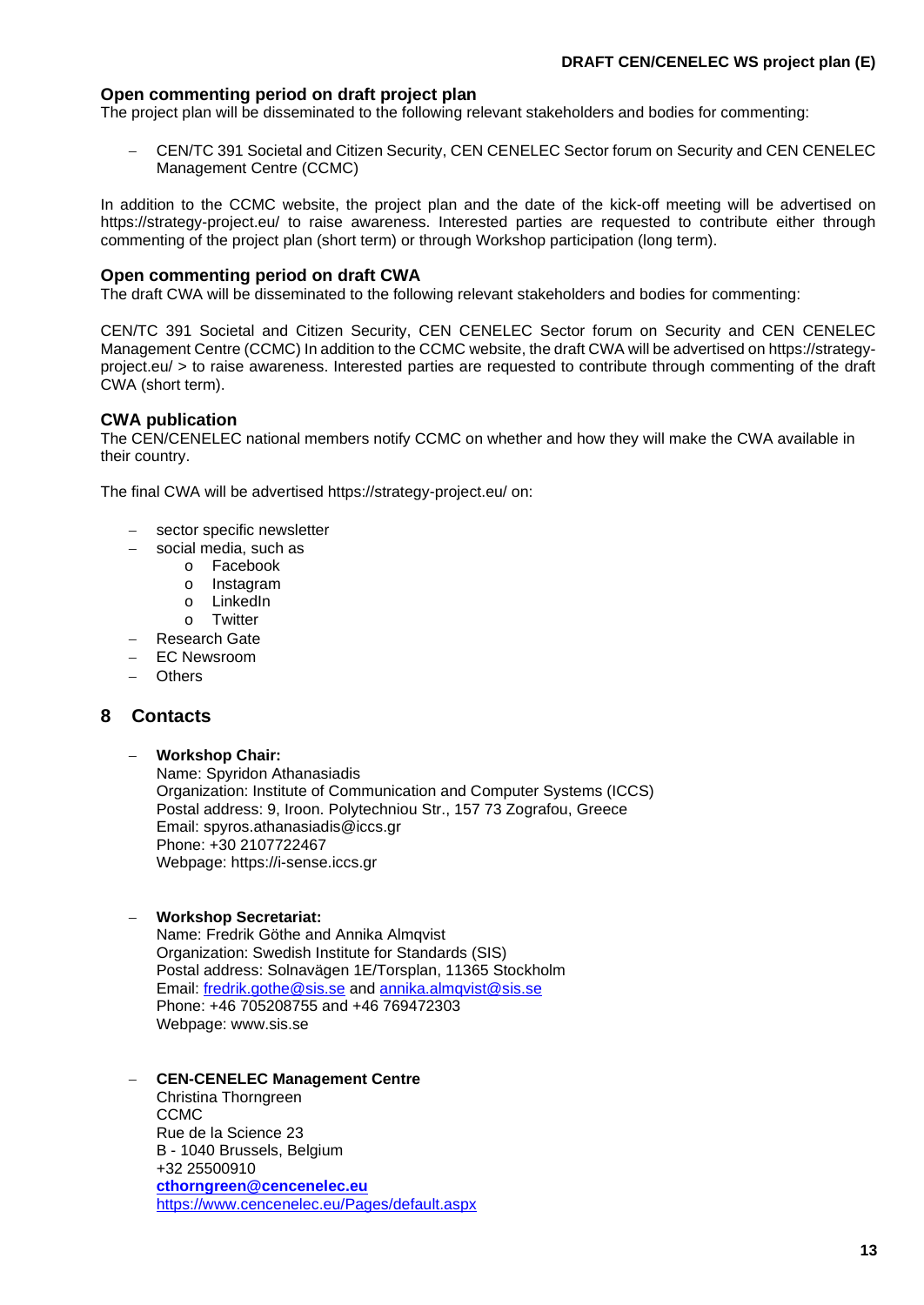### Open commenting period on draft project plan

The project plan will be disseminated to the following relevant stakeholders and bodies for commenting:

- CEN/TC 391 Societal and Citizen Security, CEN CENELEC Sector forum on Security and CEN CENELEC Management Centre (CCMC)

In addition to the CCMC website, the project plan and the date of the kick-off meeting will be advertised on https://strategy-project.eu/ to raise awareness. Interested parties are requested to contribute either through commenting of the project plan (short term) or through Workshop participation (long term).

### Open commenting period on draft CWA

The draft CWA will be disseminated to the following relevant stakeholders and bodies for commenting:

CEN/TC 391 Societal and Citizen Security, CEN CENELEC Sector forum on Security and CEN CENELEC Management Centre (CCMC) In addition to the CCMC website, the draft CWA will be advertised on https://strategy-project.eu/ > to raise awareness. Interested parties are requested to contribute through commenting of the draft CWA (short term).

### CWA publication

The CEN/CENELEC national members notify CCMC on whether and how they will make the CWA available in their country.

The final CWA will be advertised https://strategy-project.eu/ on:

- sector specific newsletter
- social media, such as
  - Facebook
  - Instagram
  - LinkedIn
  - Twitter
- Research Gate
- EC Newsroom
- Others

## 8 Contacts

- **Workshop Chair:**
  Name: Spyridon Athanasiadis
  Organization: Institute of Communication and Computer Systems (ICCS)
  Postal address: 9, Iroon. Polytechniou Str., 157 73 Zografou, Greece
  Email: spyros.athanasiadis@iccs.gr
  Phone: +30 2107722467
  Webpage: https://i-sense.iccs.gr

- **Workshop Secretariat:**
  Name: Fredrik Göthe and Annika Almqvist
  Organization: Swedish Institute for Standards (SIS)
  Postal address: Solnavägen 1E/Torsplan, 11365 Stockholm
  Email: fredrik.gothe@sis.se and annika.almqvist@sis.se
  Phone: +46 705208755 and +46 769472303
  Webpage: www.sis.se

- **CEN-CENELEC Management Centre**
  Christina Thorngreen
  CCMC
  Rue de la Science 23
  B - 1040 Brussels, Belgium
  +32 25500910
  **cthorngreen@cencenelec.eu**
  https://www.cencenelec.eu/Pages/default.aspx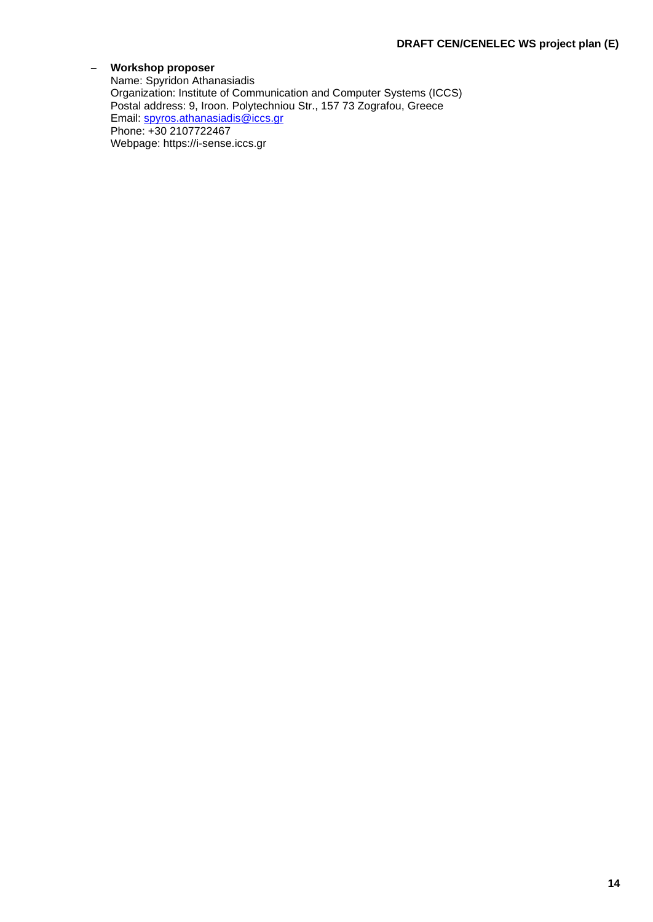- **Workshop proposer**
  Name: Spyridon Athanasiadis
  Organization: Institute of Communication and Computer Systems (ICCS)
  Postal address: 9, Iroon. Polytechniou Str., 157 73 Zografou, Greece
  Email: spyros.athanasiadis@iccs.gr
  Phone: +30 2107722467
  Webpage: https://i-sense.iccs.gr